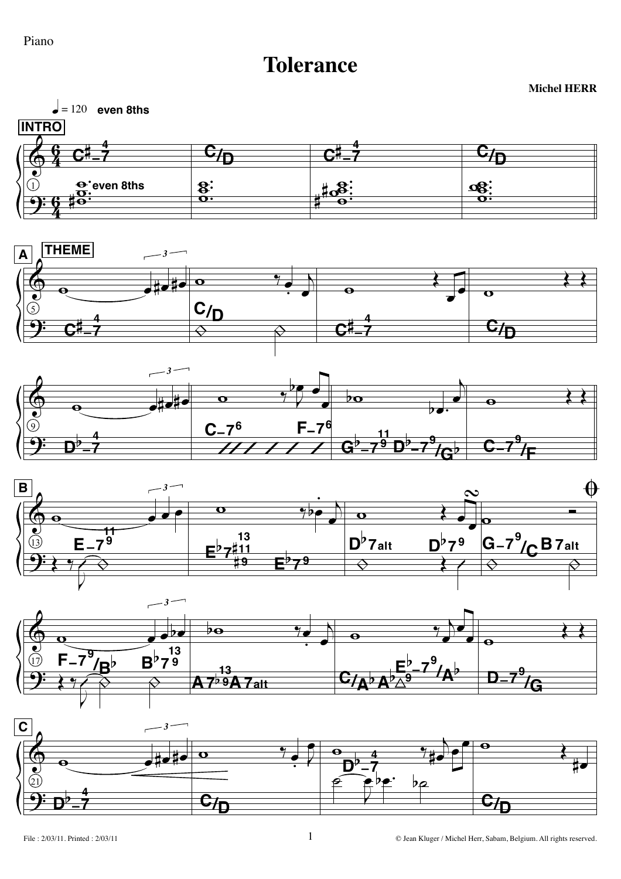Piano

# Tolerance

**Michel HERR**

♩ = 120 **even 8ths**

**INTRO**

**A** **THEME**

**B**

**C**

© Jean Kluger / Michel Herr, Sabam, Belgium. All rights reserved.

File : 2/03/11. Printed : 2/03/11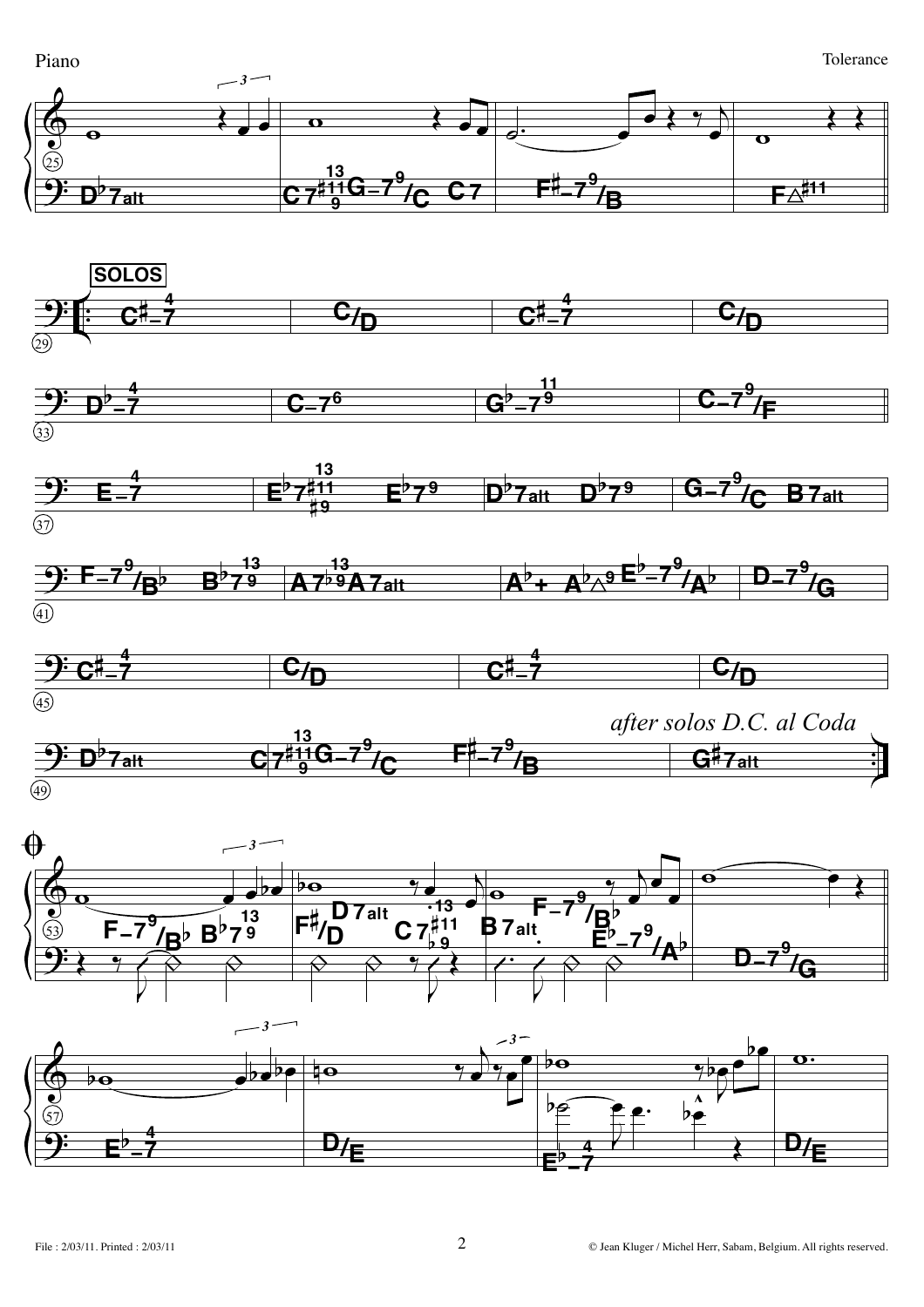SOLOS

*after solos D.C. al Coda*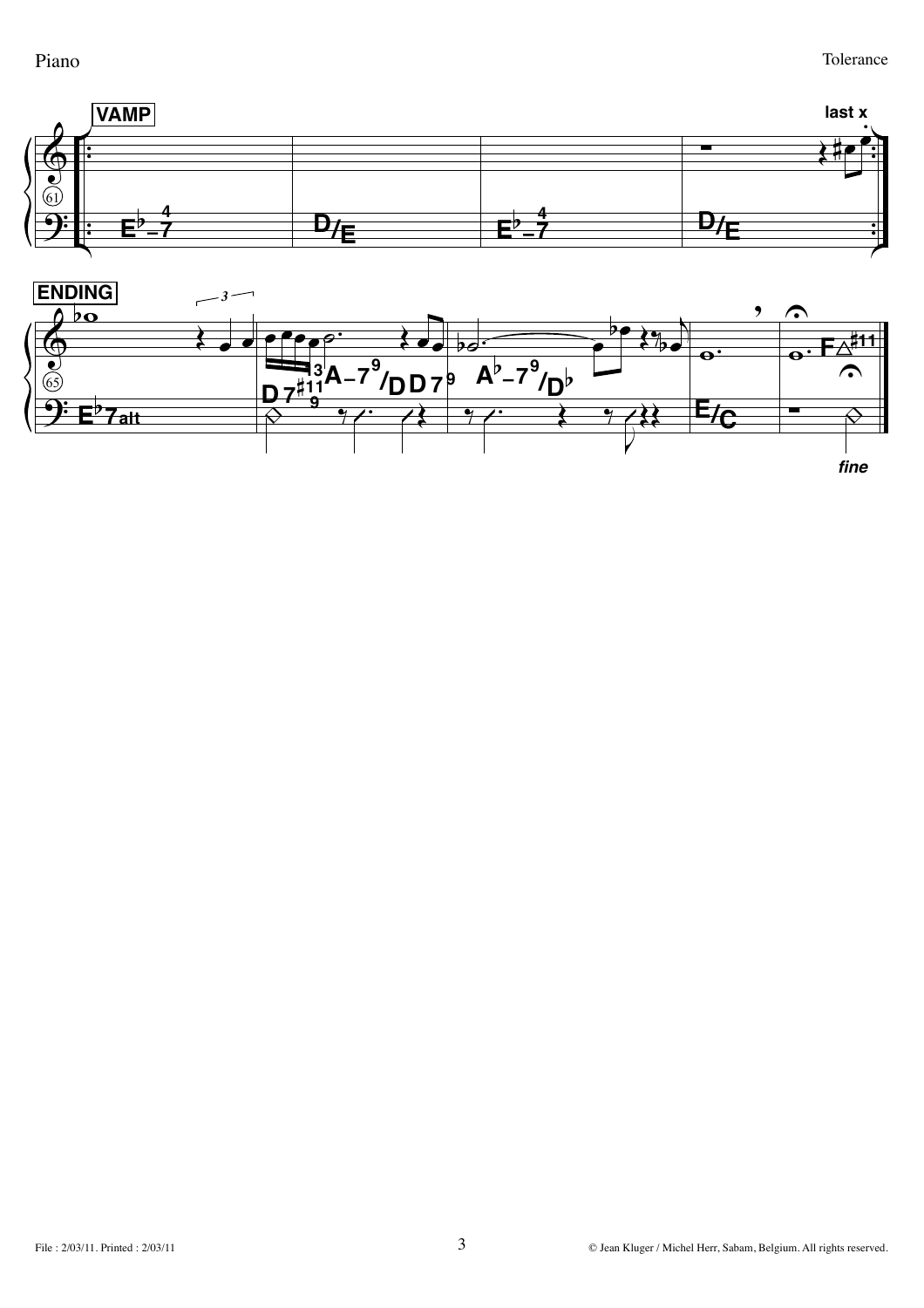VAMP

61

$E\flat-7^{4}$ | D/E | $E\flat-7^{4}$ | D/E

last x

ENDING

65

$E\flat7_{alt}$ | $D7^{13}_{\sharp11/9}$ $A-7^{9}$/D $D7^{9}$ | $A\flat-7^{9}$/$D\flat$ | E/C | $F\triangle^{\sharp11}$

fine